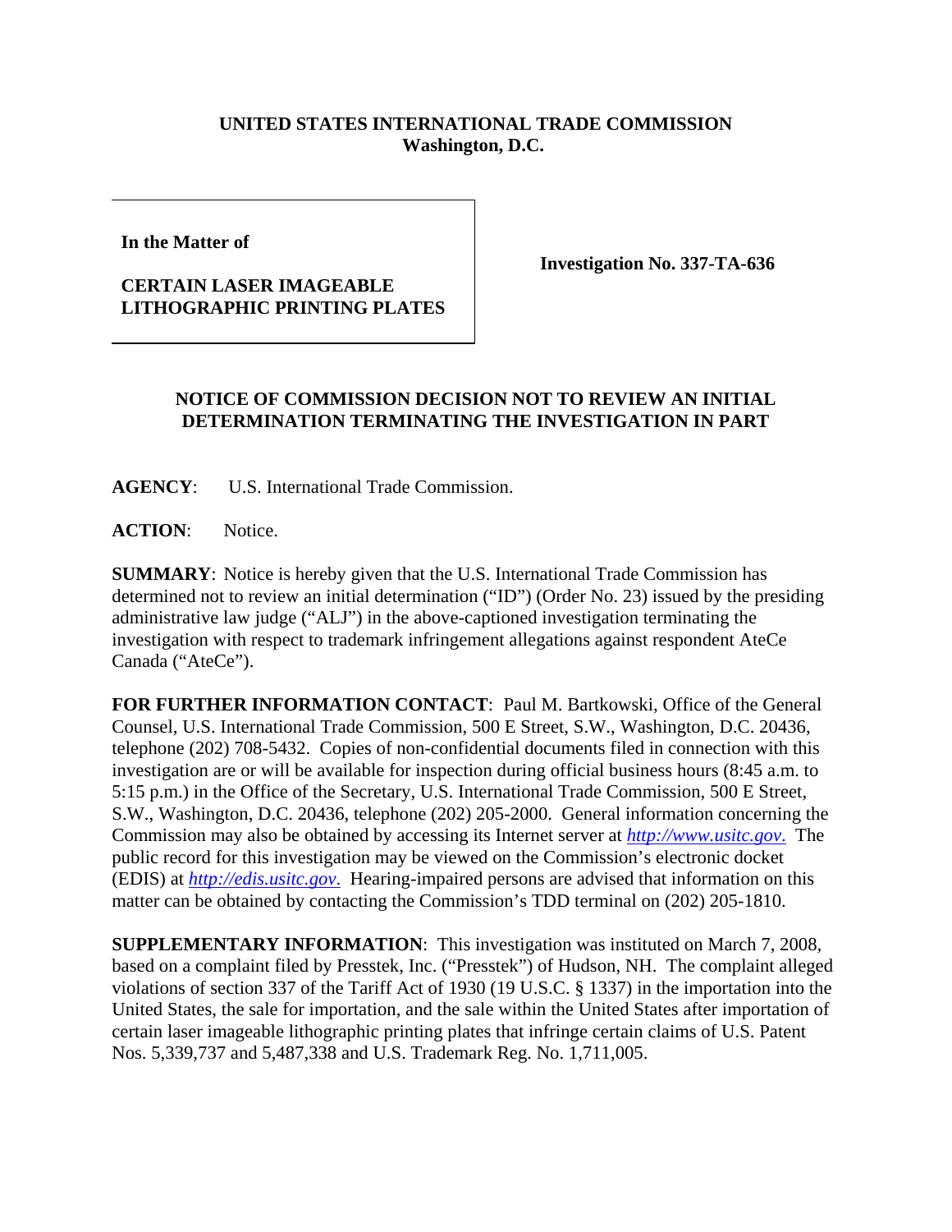**UNITED STATES INTERNATIONAL TRADE COMMISSION**
**Washington, D.C.**

| In the Matter of<br><br>CERTAIN LASER IMAGEABLE LITHOGRAPHIC PRINTING PLATES | Investigation No. 337-TA-636 |
|---|---|

**NOTICE OF COMMISSION DECISION NOT TO REVIEW AN INITIAL DETERMINATION TERMINATING THE INVESTIGATION IN PART**

**AGENCY**: U.S. International Trade Commission.

**ACTION**: Notice.

**SUMMARY**: Notice is hereby given that the U.S. International Trade Commission has determined not to review an initial determination ("ID") (Order No. 23) issued by the presiding administrative law judge ("ALJ") in the above-captioned investigation terminating the investigation with respect to trademark infringement allegations against respondent AteCe Canada ("AteCe").

**FOR FURTHER INFORMATION CONTACT**: Paul M. Bartkowski, Office of the General Counsel, U.S. International Trade Commission, 500 E Street, S.W., Washington, D.C. 20436, telephone (202) 708-5432. Copies of non-confidential documents filed in connection with this investigation are or will be available for inspection during official business hours (8:45 a.m. to 5:15 p.m.) in the Office of the Secretary, U.S. International Trade Commission, 500 E Street, S.W., Washington, D.C. 20436, telephone (202) 205-2000. General information concerning the Commission may also be obtained by accessing its Internet server at *http://www.usitc.gov.* The public record for this investigation may be viewed on the Commission's electronic docket (EDIS) at *http://edis.usitc.gov.* Hearing-impaired persons are advised that information on this matter can be obtained by contacting the Commission's TDD terminal on (202) 205-1810.

**SUPPLEMENTARY INFORMATION**: This investigation was instituted on March 7, 2008, based on a complaint filed by Presstek, Inc. ("Presstek") of Hudson, NH. The complaint alleged violations of section 337 of the Tariff Act of 1930 (19 U.S.C. § 1337) in the importation into the United States, the sale for importation, and the sale within the United States after importation of certain laser imageable lithographic printing plates that infringe certain claims of U.S. Patent Nos. 5,339,737 and 5,487,338 and U.S. Trademark Reg. No. 1,711,005.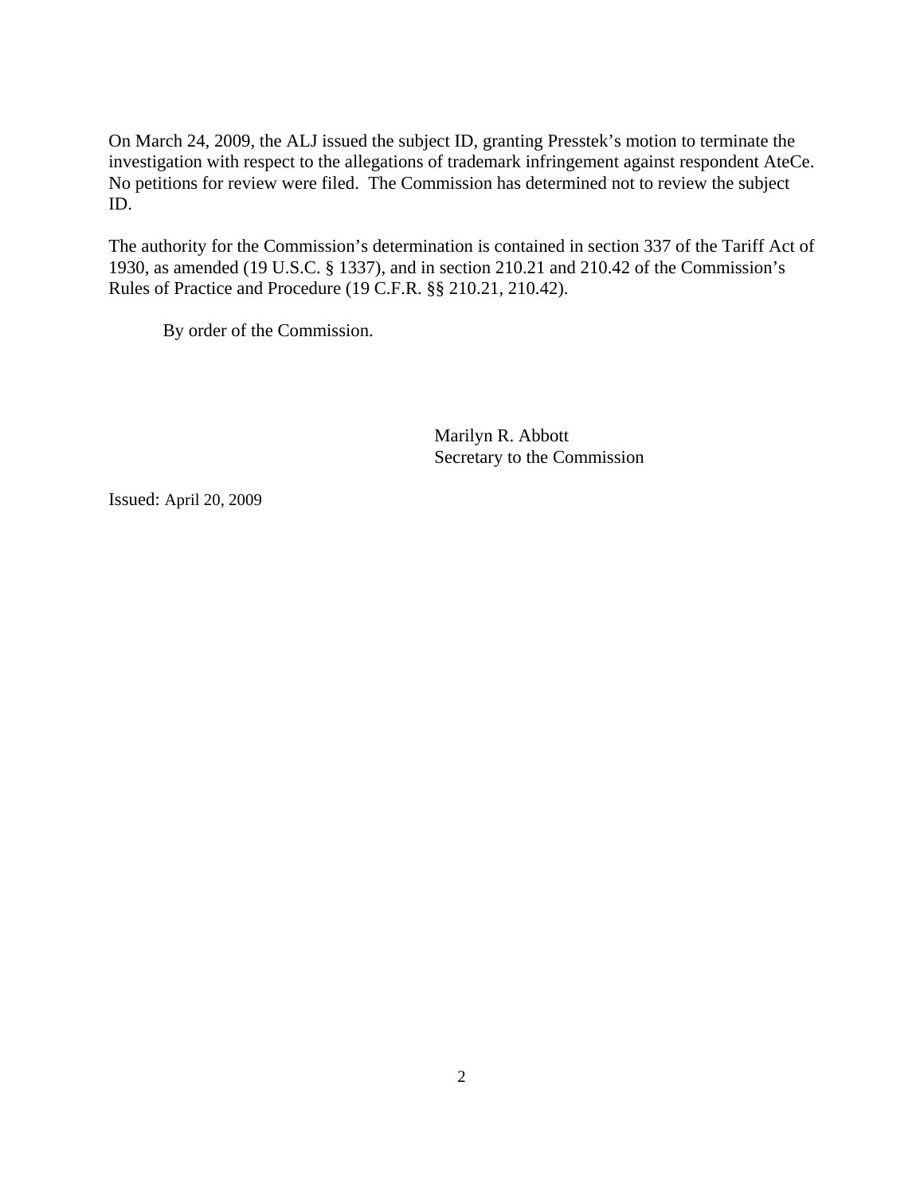On March 24, 2009, the ALJ issued the subject ID, granting Presstek's motion to terminate the investigation with respect to the allegations of trademark infringement against respondent AteCe. No petitions for review were filed. The Commission has determined not to review the subject ID.

The authority for the Commission's determination is contained in section 337 of the Tariff Act of 1930, as amended (19 U.S.C. § 1337), and in section 210.21 and 210.42 of the Commission's Rules of Practice and Procedure (19 C.F.R. §§ 210.21, 210.42).

By order of the Commission.

Marilyn R. Abbott
Secretary to the Commission

Issued: April 20, 2009